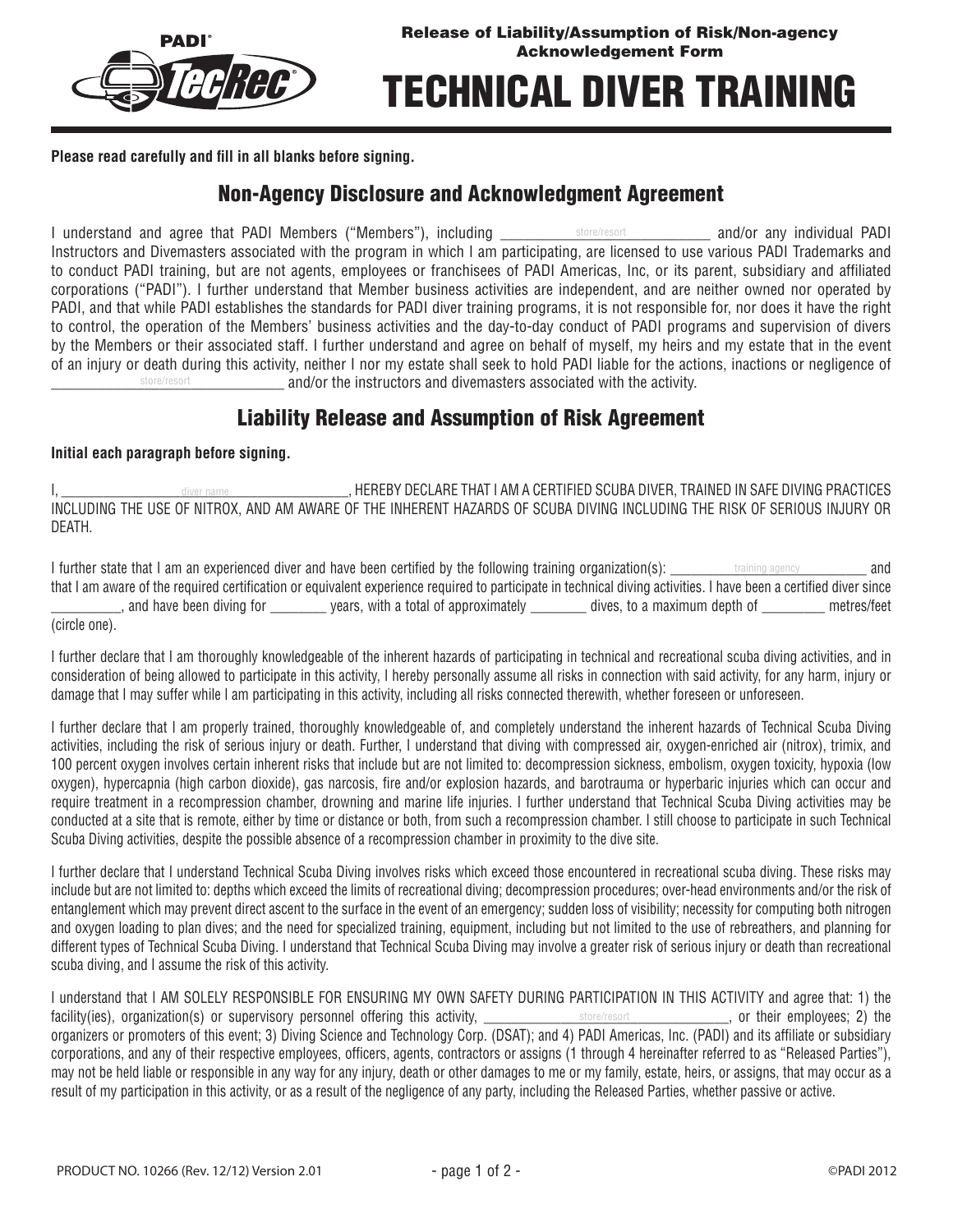PADI® TecRec®

Release of Liability/Assumption of Risk/Non-agency Acknowledgement Form

# TECHNICAL DIVER TRAINING

**Please read carefully and fill in all blanks before signing.**

## Non-Agency Disclosure and Acknowledgment Agreement

I understand and agree that PADI Members ("Members"), including ____________store/resort____________ and/or any individual PADI Instructors and Divemasters associated with the program in which I am participating, are licensed to use various PADI Trademarks and to conduct PADI training, but are not agents, employees or franchisees of PADI Americas, Inc, or its parent, subsidiary and affiliated corporations ("PADI"). I further understand that Member business activities are independent, and are neither owned nor operated by PADI, and that while PADI establishes the standards for PADI diver training programs, it is not responsible for, nor does it have the right to control, the operation of the Members' business activities and the day-to-day conduct of PADI programs and supervision of divers by the Members or their associated staff. I further understand and agree on behalf of myself, my heirs and my estate that in the event of an injury or death during this activity, neither I nor my estate shall seek to hold PADI liable for the actions, inactions or negligence of ____________store/resort____________ and/or the instructors and divemasters associated with the activity.

## Liability Release and Assumption of Risk Agreement

**Initial each paragraph before signing.**

I, ____________diver name____________, HEREBY DECLARE THAT I AM A CERTIFIED SCUBA DIVER, TRAINED IN SAFE DIVING PRACTICES INCLUDING THE USE OF NITROX, AND AM AWARE OF THE INHERENT HAZARDS OF SCUBA DIVING INCLUDING THE RISK OF SERIOUS INJURY OR DEATH.

I further state that I am an experienced diver and have been certified by the following training organization(s): ________training agency________ and that I am aware of the required certification or equivalent experience required to participate in technical diving activities. I have been a certified diver since _________, and have been diving for ________ years, with a total of approximately ________ dives, to a maximum depth of ________ metres/feet (circle one).

I further declare that I am thoroughly knowledgeable of the inherent hazards of participating in technical and recreational scuba diving activities, and in consideration of being allowed to participate in this activity, I hereby personally assume all risks in connection with said activity, for any harm, injury or damage that I may suffer while I am participating in this activity, including all risks connected therewith, whether foreseen or unforeseen.

I further declare that I am properly trained, thoroughly knowledgeable of, and completely understand the inherent hazards of Technical Scuba Diving activities, including the risk of serious injury or death. Further, I understand that diving with compressed air, oxygen-enriched air (nitrox), trimix, and 100 percent oxygen involves certain inherent risks that include but are not limited to: decompression sickness, embolism, oxygen toxicity, hypoxia (low oxygen), hypercapnia (high carbon dioxide), gas narcosis, fire and/or explosion hazards, and barotrauma or hyperbaric injuries which can occur and require treatment in a recompression chamber, drowning and marine life injuries. I further understand that Technical Scuba Diving activities may be conducted at a site that is remote, either by time or distance or both, from such a recompression chamber. I still choose to participate in such Technical Scuba Diving activities, despite the possible absence of a recompression chamber in proximity to the dive site.

I further declare that I understand Technical Scuba Diving involves risks which exceed those encountered in recreational scuba diving. These risks may include but are not limited to: depths which exceed the limits of recreational diving; decompression procedures; over-head environments and/or the risk of entanglement which may prevent direct ascent to the surface in the event of an emergency; sudden loss of visibility; necessity for computing both nitrogen and oxygen loading to plan dives; and the need for specialized training, equipment, including but not limited to the use of rebreathers, and planning for different types of Technical Scuba Diving. I understand that Technical Scuba Diving may involve a greater risk of serious injury or death than recreational scuba diving, and I assume the risk of this activity.

I understand that I AM SOLELY RESPONSIBLE FOR ENSURING MY OWN SAFETY DURING PARTICIPATION IN THIS ACTIVITY and agree that: 1) the facility(ies), organization(s) or supervisory personnel offering this activity, ____________store/resort____________, or their employees; 2) the organizers or promoters of this event; 3) Diving Science and Technology Corp. (DSAT); and 4) PADI Americas, Inc. (PADI) and its affiliate or subsidiary corporations, and any of their respective employees, officers, agents, contractors or assigns (1 through 4 hereinafter referred to as "Released Parties"), may not be held liable or responsible in any way for any injury, death or other damages to me or my family, estate, heirs, or assigns, that may occur as a result of my participation in this activity, or as a result of the negligence of any party, including the Released Parties, whether passive or active.

PRODUCT NO. 10266 (Rev. 12/12) Version 2.01

©PADI 2012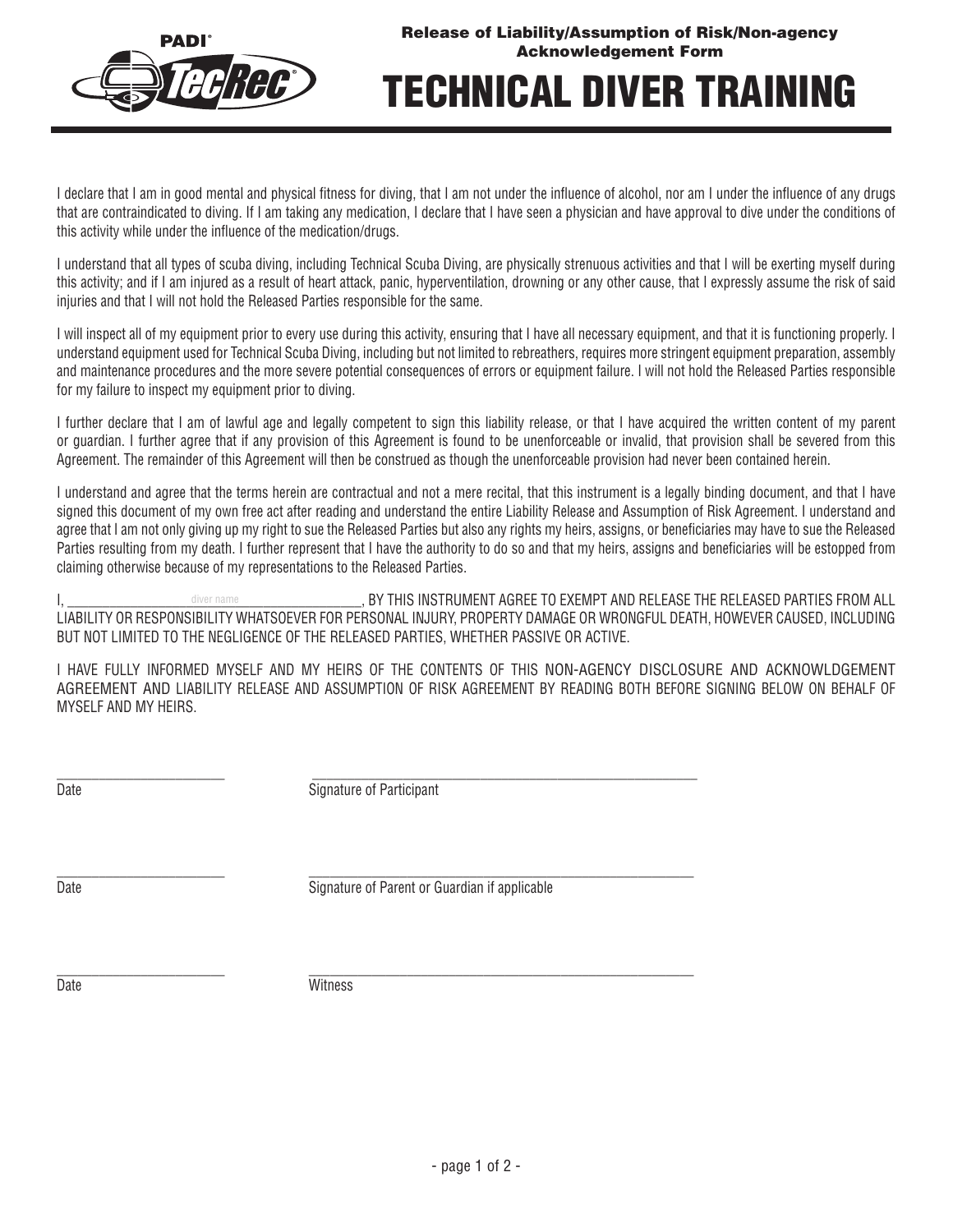**Release of Liability/Assumption of Risk/Non-agency Acknowledgement Form**

# TECHNICAL DIVER TRAINING

I declare that I am in good mental and physical fitness for diving, that I am not under the influence of alcohol, nor am I under the influence of any drugs that are contraindicated to diving. If I am taking any medication, I declare that I have seen a physician and have approval to dive under the conditions of this activity while under the influence of the medication/drugs.

I understand that all types of scuba diving, including Technical Scuba Diving, are physically strenuous activities and that I will be exerting myself during this activity; and if I am injured as a result of heart attack, panic, hyperventilation, drowning or any other cause, that I expressly assume the risk of said injuries and that I will not hold the Released Parties responsible for the same.

I will inspect all of my equipment prior to every use during this activity, ensuring that I have all necessary equipment, and that it is functioning properly. I understand equipment used for Technical Scuba Diving, including but not limited to rebreathers, requires more stringent equipment preparation, assembly and maintenance procedures and the more severe potential consequences of errors or equipment failure. I will not hold the Released Parties responsible for my failure to inspect my equipment prior to diving.

I further declare that I am of lawful age and legally competent to sign this liability release, or that I have acquired the written content of my parent or guardian. I further agree that if any provision of this Agreement is found to be unenforceable or invalid, that provision shall be severed from this Agreement. The remainder of this Agreement will then be construed as though the unenforceable provision had never been contained herein.

I understand and agree that the terms herein are contractual and not a mere recital, that this instrument is a legally binding document, and that I have signed this document of my own free act after reading and understand the entire Liability Release and Assumption of Risk Agreement. I understand and agree that I am not only giving up my right to sue the Released Parties but also any rights my heirs, assigns, or beneficiaries may have to sue the Released Parties resulting from my death. I further represent that I have the authority to do so and that my heirs, assigns and beneficiaries will be estopped from claiming otherwise because of my representations to the Released Parties.

I, ______________diver name______________, BY THIS INSTRUMENT AGREE TO EXEMPT AND RELEASE THE RELEASED PARTIES FROM ALL LIABILITY OR RESPONSIBILITY WHATSOEVER FOR PERSONAL INJURY, PROPERTY DAMAGE OR WRONGFUL DEATH, HOWEVER CAUSED, INCLUDING BUT NOT LIMITED TO THE NEGLIGENCE OF THE RELEASED PARTIES, WHETHER PASSIVE OR ACTIVE.

I HAVE FULLY INFORMED MYSELF AND MY HEIRS OF THE CONTENTS OF THIS NON-AGENCY DISCLOSURE AND ACKNOWLDGEMENT AGREEMENT AND LIABILITY RELEASE AND ASSUMPTION OF RISK AGREEMENT BY READING BOTH BEFORE SIGNING BELOW ON BEHALF OF MYSELF AND MY HEIRS.

______________________ ______________________________________________

Date Signature of Participant

______________________ ______________________________________________

Date Signature of Parent or Guardian if applicable

______________________ ______________________________________________

Date Witness